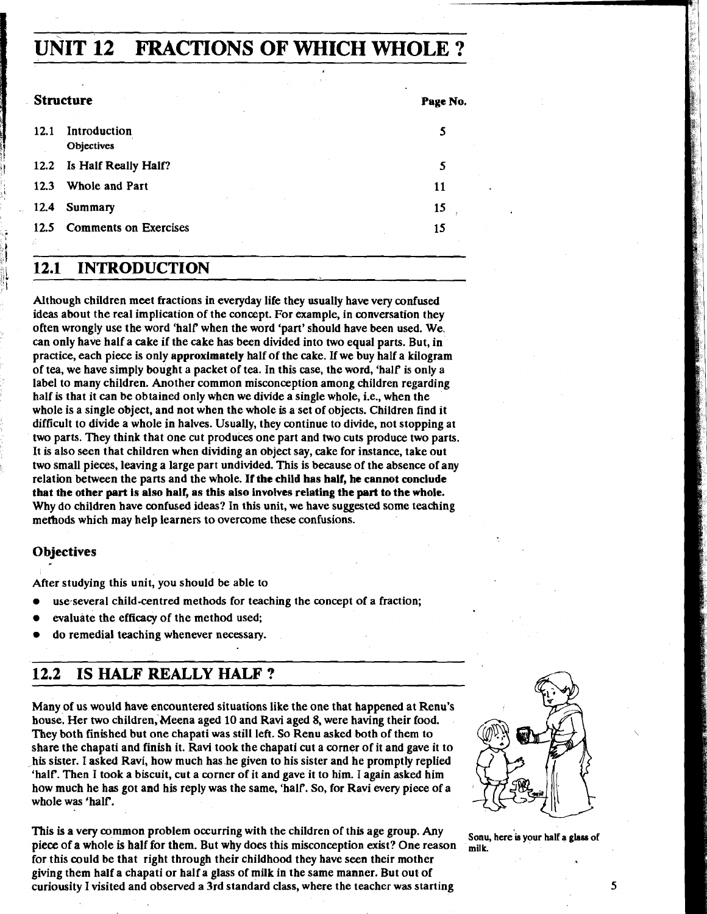# UNIT 12 FRACTIONS OF WHICH WHOLE ?

**Structure**

| | | Page No. |
|---|---|---|
| 12.1 | Introduction<br>Objectives | 5 |
| 12.2 | Is Half Really Half? | 5 |
| 12.3 | Whole and Part | 11 |
| 12.4 | Summary | 15 |
| 12.5 | Comments on Exercises | 15 |

## 12.1 INTRODUCTION

Although children meet fractions in everyday life they usually have very confused ideas about the real implication of the concept. For example, in conversation they often wrongly use the word 'half' when the word 'part' should have been used. We can only have half a cake if the cake has been divided into two equal parts. But, in practice, each piece is only **approximately** half of the cake. If we buy half a kilogram of tea, we have simply bought a packet of tea. In this case, the word, 'half' is only a label to many children. Another common misconception among children regarding half is that it can be obtained only when we divide a single whole, i.e., when the whole is a single object, and not when the whole is a set of objects. Children find it difficult to divide a whole in halves. Usually, they continue to divide, not stopping at two parts. They think that one cut produces one part and two cuts produce two parts. It is also seen that children when dividing an object say, cake for instance, take out two small pieces, leaving a large part undivided. This is because of the absence of any relation between the parts and the whole. **If the child has half, he cannot conclude that the other part is also half, as this also involves relating the part to the whole.** Why do children have confused ideas? In this unit, we have suggested some teaching methods which may help learners to overcome these confusions.

### Objectives

After studying this unit, you should be able to

- use several child-centred methods for teaching the concept of a fraction;
- evaluate the efficacy of the method used;
- do remedial teaching whenever necessary.

## 12.2 IS HALF REALLY HALF ?

Many of us would have encountered situations like the one that happened at Renu's house. Her two children, Meena aged 10 and Ravi aged 8, were having their food. They both finished but one chapati was still left. So Renu asked both of them to share the chapati and finish it. Ravi took the chapati cut a corner of it and gave it to his sister. I asked Ravi, how much has he given to his sister and he promptly replied 'half'. Then I took a biscuit, cut a corner of it and gave it to him. I again asked him how much he has got and his reply was the same, 'half'. So, for Ravi every piece of a whole was 'half'.

Sonu, here is your half a glass of milk.

This is a very common problem occurring with the children of this age group. Any piece of a whole is half for them. But why does this misconception exist? One reason for this could be that right through their childhood they have seen their mother giving them half a chapati or half a glass of milk in the same manner. But out of curiousity I visited and observed a 3rd standard class, where the teacher was starting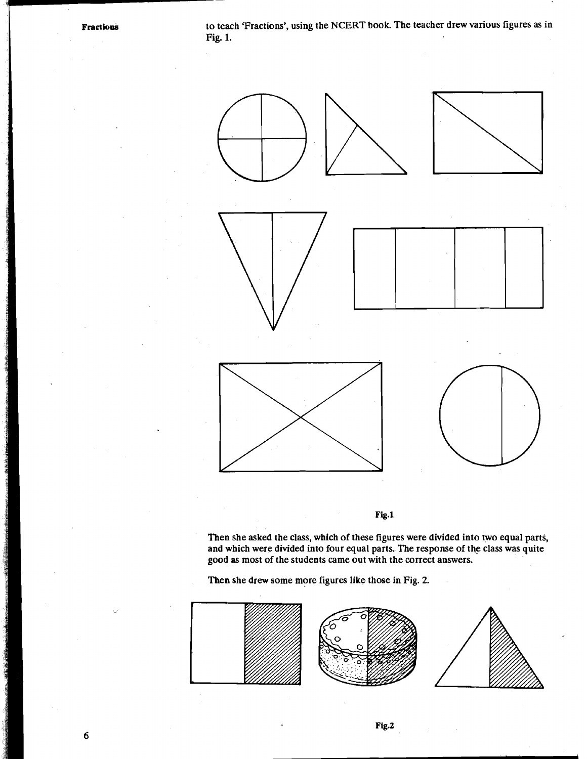to teach 'Fractions', using the NCERT book. The teacher drew various figures as in Fig. 1.

Fig.1

Then she asked the class, which of these figures were divided into two equal parts, and which were divided into four equal parts. The response of the class was quite good as most of the students came out with the correct answers.

Then she drew some more figures like those in Fig. 2.

Fig.2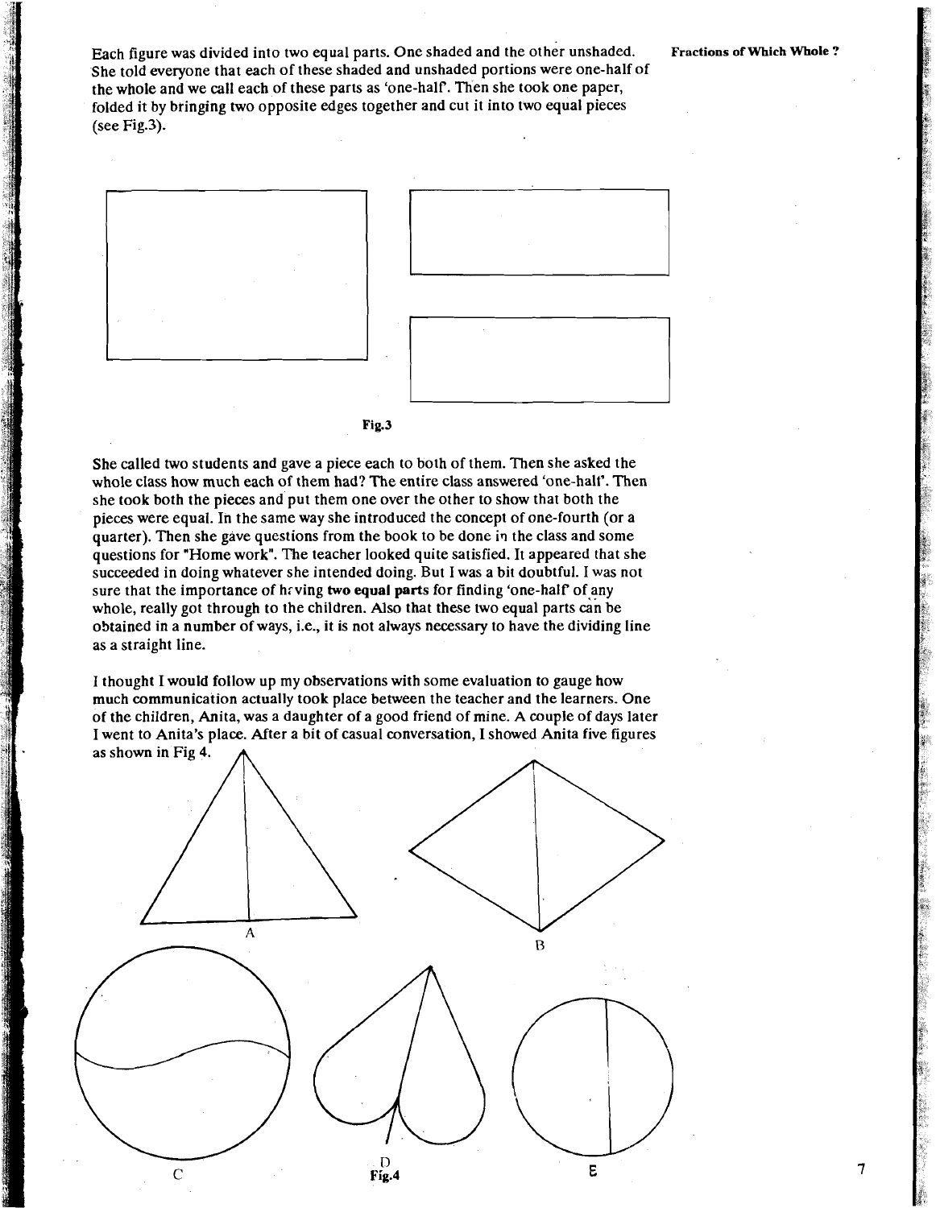Each figure was divided into two equal parts. One shaded and the other unshaded. She told everyone that each of these shaded and unshaded portions were one-half of the whole and we call each of these parts as 'one-half'. Then she took one paper, folded it by bringing two opposite edges together and cut it into two equal pieces (see Fig.3).

Fig.3

She called two students and gave a piece each to both of them. Then she asked the whole class how much each of them had? The entire class answered 'one-half'. Then she took both the pieces and put them one over the other to show that both the pieces were equal. In the same way she introduced the concept of one-fourth (or a quarter). Then she gave questions from the book to be done in the class and some questions for "Home work". The teacher looked quite satisfied. It appeared that she succeeded in doing whatever she intended doing. But I was a bit doubtful. I was not sure that the importance of having **two equal parts** for finding 'one-half' of any whole, really got through to the children. Also that these two equal parts can be obtained in a number of ways, i.e., it is not always necessary to have the dividing line as a straight line.

I thought I would follow up my observations with some evaluation to gauge how much communication actually took place between the teacher and the learners. One of the children, Anita, was a daughter of a good friend of mine. A couple of days later I went to Anita's place. After a bit of casual conversation, I showed Anita five figures as shown in Fig 4.

A B C D E

Fig.4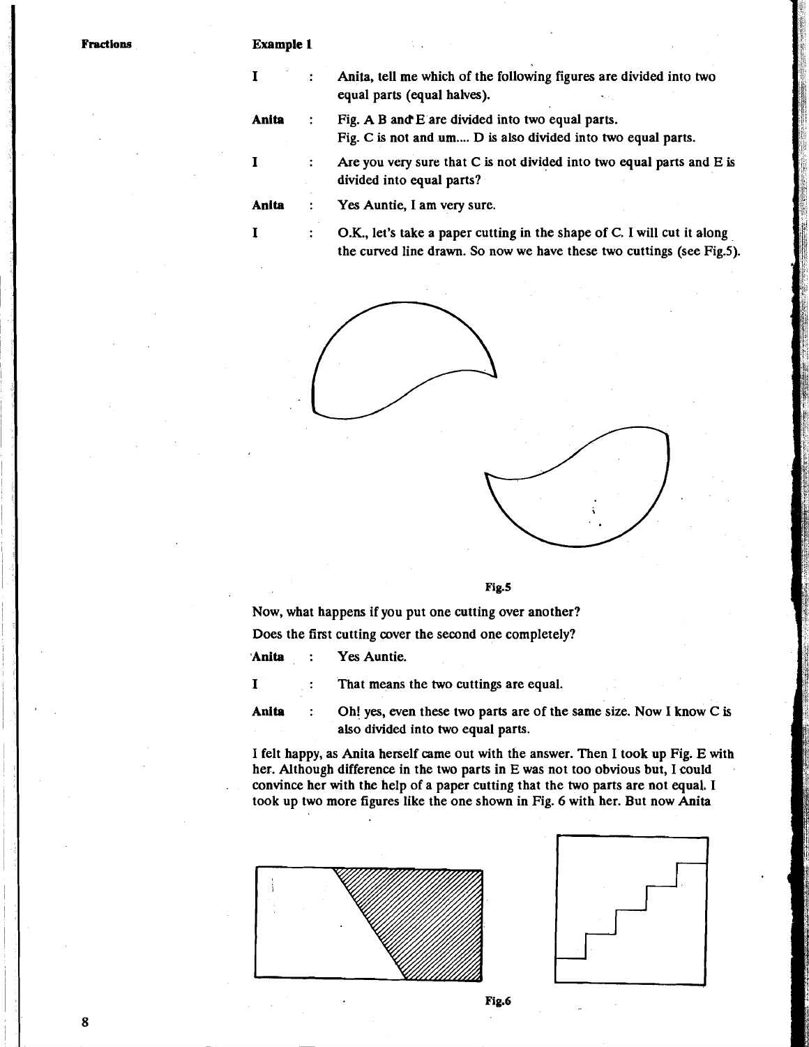### Example 1

| | | |
|---|---|---|
| **I** | : | Anita, tell me which of the following figures are divided into two equal parts (equal halves). |
| **Anita** | : | Fig. A B and E are divided into two equal parts. Fig. C is not and um.... D is also divided into two equal parts. |
| **I** | : | Are you very sure that C is not divided into two equal parts and E is divided into equal parts? |
| **Anita** | : | Yes Auntie, I am very sure. |
| **I** | : | O.K., let's take a paper cutting in the shape of C. I will cut it along the curved line drawn. So now we have these two cuttings (see Fig.5). |

Fig.5

Now, what happens if you put one cutting over another?

Does the first cutting cover the second one completely?

| | | |
|---|---|---|
| **Anita** | : | Yes Auntie. |
| **I** | : | That means the two cuttings are equal. |
| **Anita** | : | Oh! yes, even these two parts are of the same size. Now I know C is also divided into two equal parts. |

I felt happy, as Anita herself came out with the answer. Then I took up Fig. E with her. Although difference in the two parts in E was not too obvious but, I could convince her with the help of a paper cutting that the two parts are not equal. I took up two more figures like the one shown in Fig. 6 with her. But now Anita

Fig.6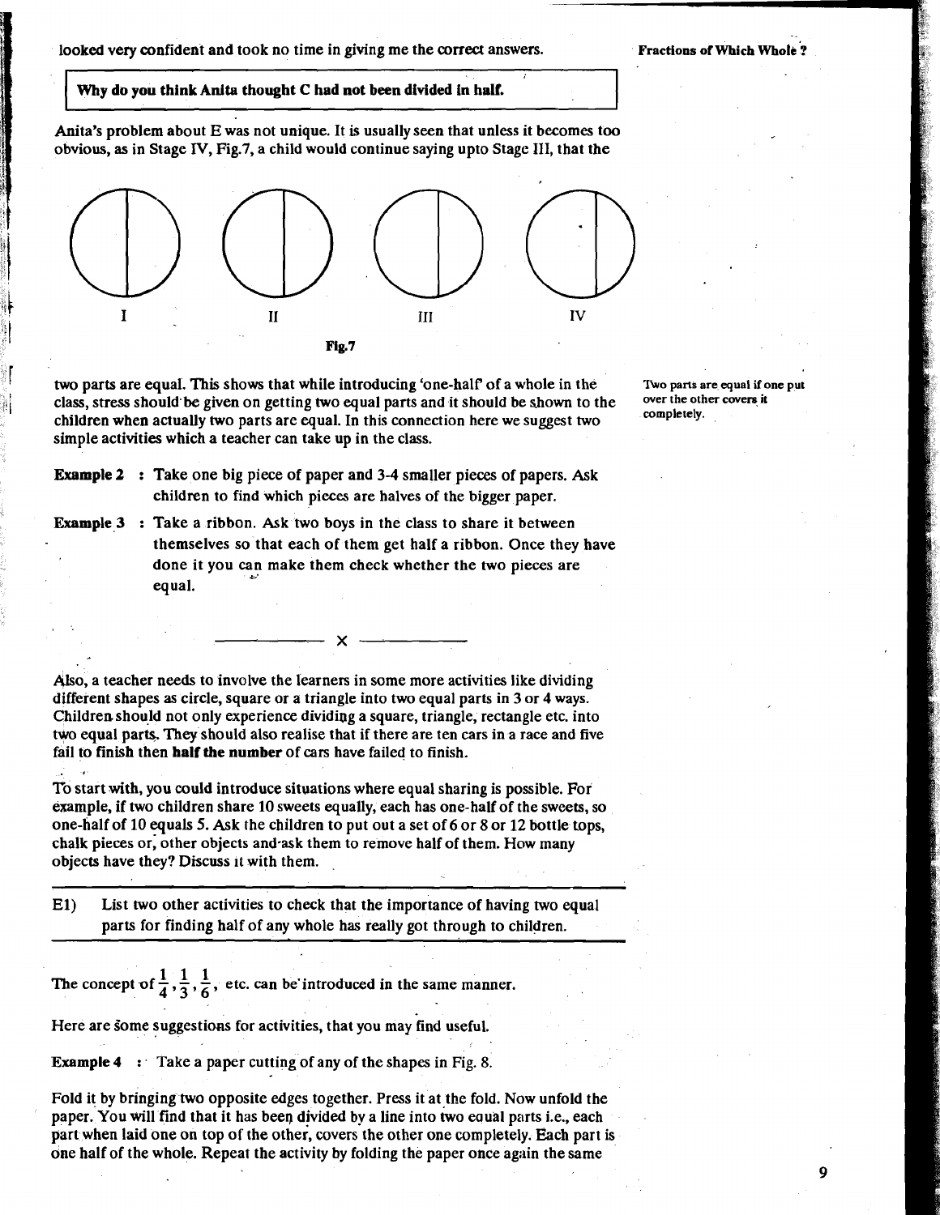looked very confident and took no time in giving me the correct answers.

**Why do you think Anita thought C had not been divided in half.**

Anita's problem about E was not unique. It is usually seen that unless it becomes too obvious, as in Stage IV, Fig.7, a child would continue saying upto Stage III, that the

I II III IV

**Fig.7**

two parts are equal. This shows that while introducing 'one-half' of a whole in the class, stress should be given on getting two equal parts and it should be shown to the children when actually two parts are equal. In this connection here we suggest two simple activities which a teacher can take up in the class.

Two parts are equal if one put over the other covers it completely.

**Example 2** : Take one big piece of paper and 3-4 smaller pieces of papers. Ask children to find which pieces are halves of the bigger paper.

**Example 3** : Take a ribbon. Ask two boys in the class to share it between themselves so that each of them get half a ribbon. Once they have done it you can make them check whether the two pieces are equal.

———— × ————

Also, a teacher needs to involve the learners in some more activities like dividing different shapes as circle, square or a triangle into two equal parts in 3 or 4 ways. Children should not only experience dividing a square, triangle, rectangle etc. into two equal parts. They should also realise that if there are ten cars in a race and five fail to finish then **half the number** of cars have failed to finish.

To start with, you could introduce situations where equal sharing is possible. For example, if two children share 10 sweets equally, each has one-half of the sweets, so one-half of 10 equals 5. Ask the children to put out a set of 6 or 8 or 12 bottle tops, chalk pieces or, other objects and ask them to remove half of them. How many objects have they? Discuss it with them.

E1) List two other activities to check that the importance of having two equal parts for finding half of any whole has really got through to children.

The concept of $\frac{1}{4}, \frac{1}{3}, \frac{1}{6}$, etc. can be introduced in the same manner.

Here are some suggestions for activities, that you may find useful.

**Example 4** : Take a paper cutting of any of the shapes in Fig. 8.

Fold it by bringing two opposite edges together. Press it at the fold. Now unfold the paper. You will find that it has been divided by a line into two equal parts i.e., each part when laid one on top of the other, covers the other one completely. Each part is one half of the whole. Repeat the activity by folding the paper once again the same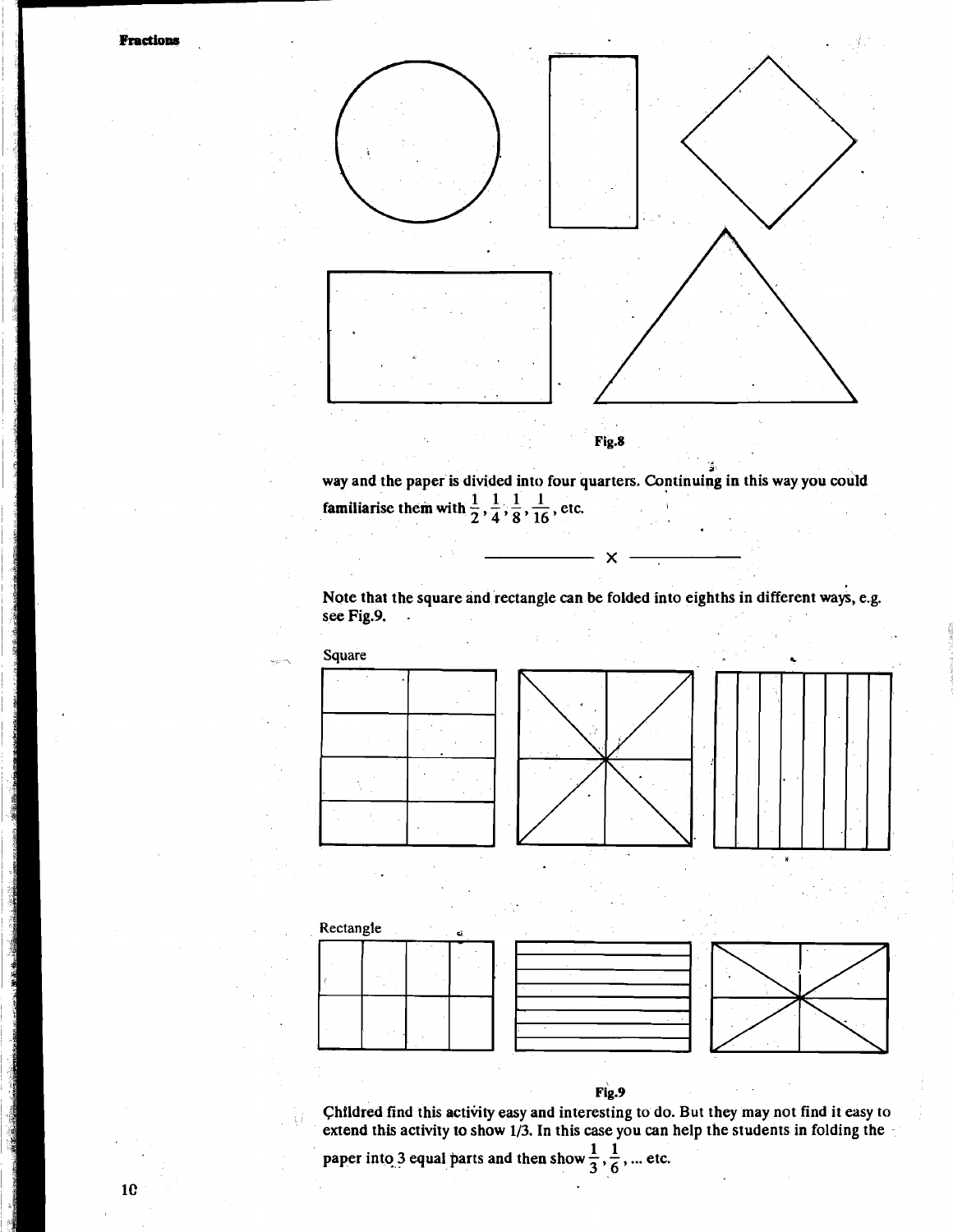Fig.8

way and the paper is divided into four quarters. Continuing in this way you could familiarise them with $\frac{1}{2}, \frac{1}{4}, \frac{1}{8}, \frac{1}{16}$, etc.

———— × ————

Note that the square and rectangle can be folded into eighths in different ways, e.g. see Fig.9.

Square

Rectangle

Fig.9

Childred find this activity easy and interesting to do. But they may not find it easy to extend this activity to show 1/3. In this case you can help the students in folding the paper into 3 equal parts and then show $\frac{1}{3}, \frac{1}{6}$, ... etc.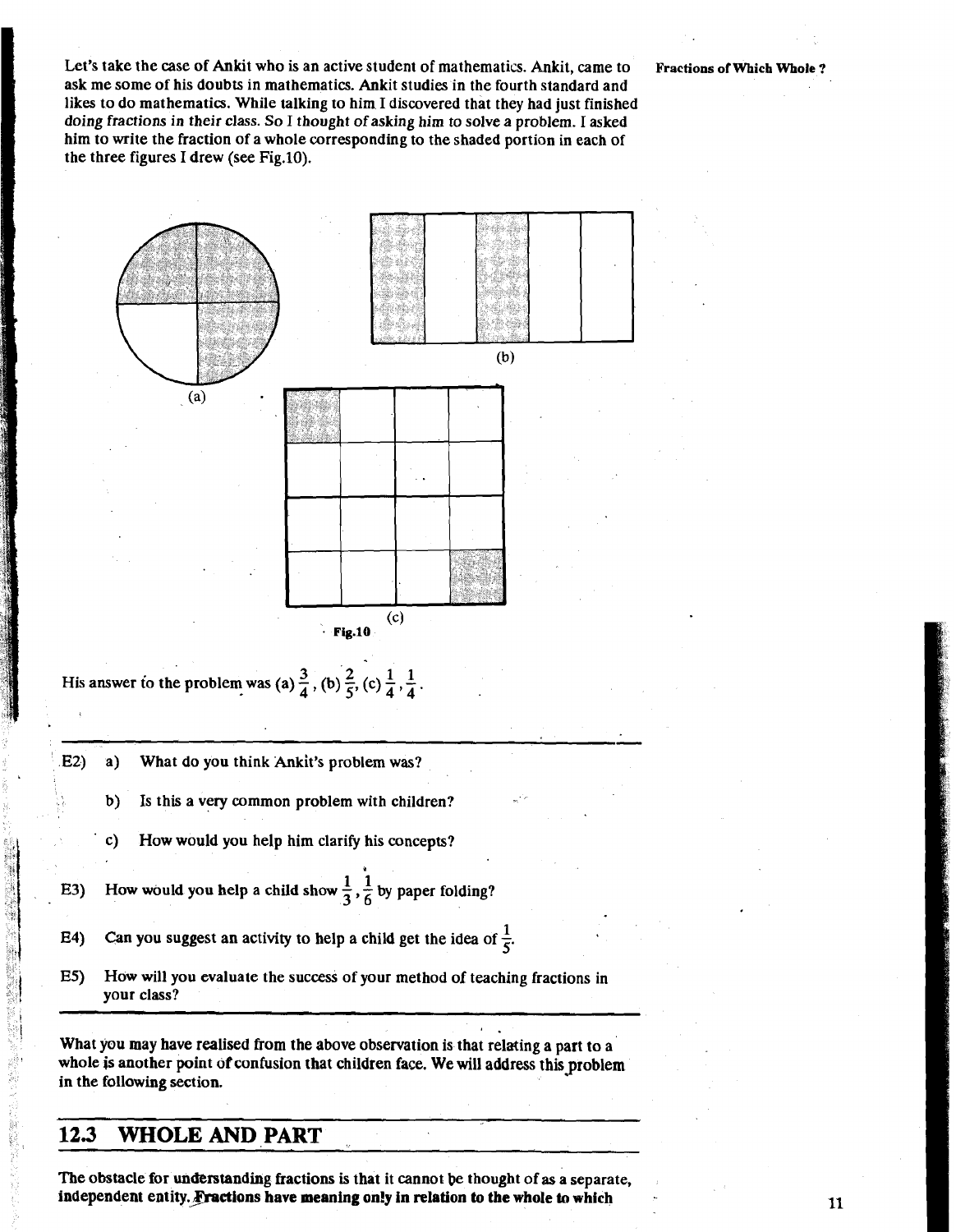Let's take the case of Ankit who is an active student of mathematics. Ankit, came to ask me some of his doubts in mathematics. Ankit studies in the fourth standard and likes to do mathematics. While talking to him I discovered that they had just finished doing fractions in their class. So I thought of asking him to solve a problem. I asked him to write the fraction of a whole corresponding to the shaded portion in each of the three figures I drew (see Fig.10).

(a)

(b)

(c)

**Fig.10**

His answer to the problem was (a) $\frac{3}{4}$, (b) $\frac{2}{5}$, (c) $\frac{1}{4}, \frac{1}{4}$.

---

E2) a) What do you think Ankit's problem was?

b) Is this a very common problem with children?

c) How would you help him clarify his concepts?

E3) How would you help a child show $\frac{1}{3}, \frac{1}{6}$ by paper folding?

E4) Can you suggest an activity to help a child get the idea of $\frac{1}{5}$.

E5) How will you evaluate the success of your method of teaching fractions in your class?

---

What you may have realised from the above observation is that relating a part to a whole is another point of confusion that children face. We will address this problem in the following section.

## 12.3 WHOLE AND PART

The obstacle for understanding fractions is that it cannot be thought of as a separate, independent entity. Fractions have meaning only in relation to the whole to which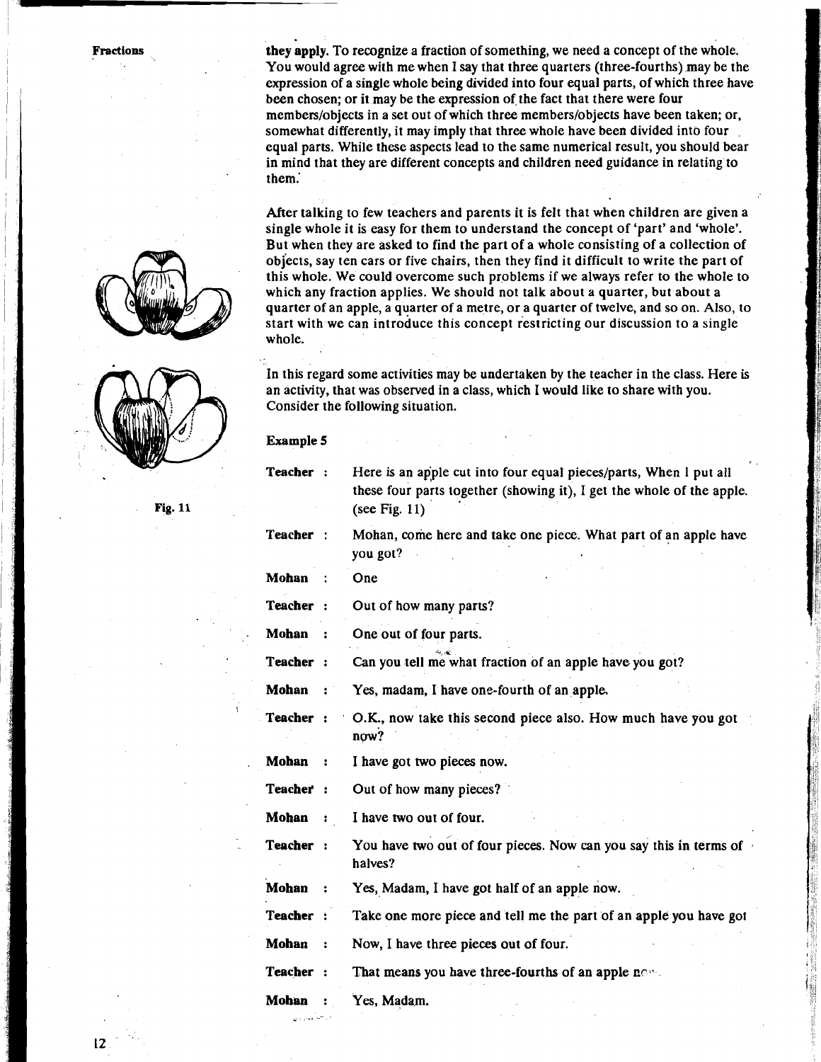they apply. To recognize a fraction of something, we need a concept of the whole. You would agree with me when I say that three quarters (three-fourths) may be the expression of a single whole being divided into four equal parts, of which three have been chosen; or it may be the expression of the fact that there were four members/objects in a set out of which three members/objects have been taken; or, somewhat differently, it may imply that three whole have been divided into four equal parts. While these aspects lead to the same numerical result, you should bear in mind that they are different concepts and children need guidance in relating to them.

After talking to few teachers and parents it is felt that when children are given a single whole it is easy for them to understand the concept of 'part' and 'whole'. But when they are asked to find the part of a whole consisting of a collection of objects, say ten cars or five chairs, then they find it difficult to write the part of this whole. We could overcome such problems if we always refer to the whole to which any fraction applies. We should not talk about a quarter, but about a quarter of an apple, a quarter of a metre, or a quarter of twelve, and so on. Also, to start with we can introduce this concept restricting our discussion to a single whole.

In this regard some activities may be undertaken by the teacher in the class. Here is an activity, that was observed in a class, which I would like to share with you. Consider the following situation.

Fig. 11

**Example 5**

**Teacher** : Here is an apple cut into four equal pieces/parts, When I put all these four parts together (showing it), I get the whole of the apple. (see Fig. 11)

**Teacher** : Mohan, come here and take one piece. What part of an apple have you got?

**Mohan** : One

**Teacher** : Out of how many parts?

**Mohan** : One out of four parts.

**Teacher** : Can you tell me what fraction of an apple have you got?

**Mohan** : Yes, madam, I have one-fourth of an apple.

**Teacher** : O.K., now take this second piece also. How much have you got now?

**Mohan** : I have got two pieces now.

**Teacher** : Out of how many pieces?

**Mohan** : I have two out of four.

**Teacher** : You have two out of four pieces. Now can you say this in terms of halves?

**Mohan** : Yes, Madam, I have got half of an apple now.

**Teacher** : Take one more piece and tell me the part of an apple you have got

**Mohan** : Now, I have three pieces out of four.

**Teacher** : That means you have three-fourths of an apple now.

**Mohan** : Yes, Madam.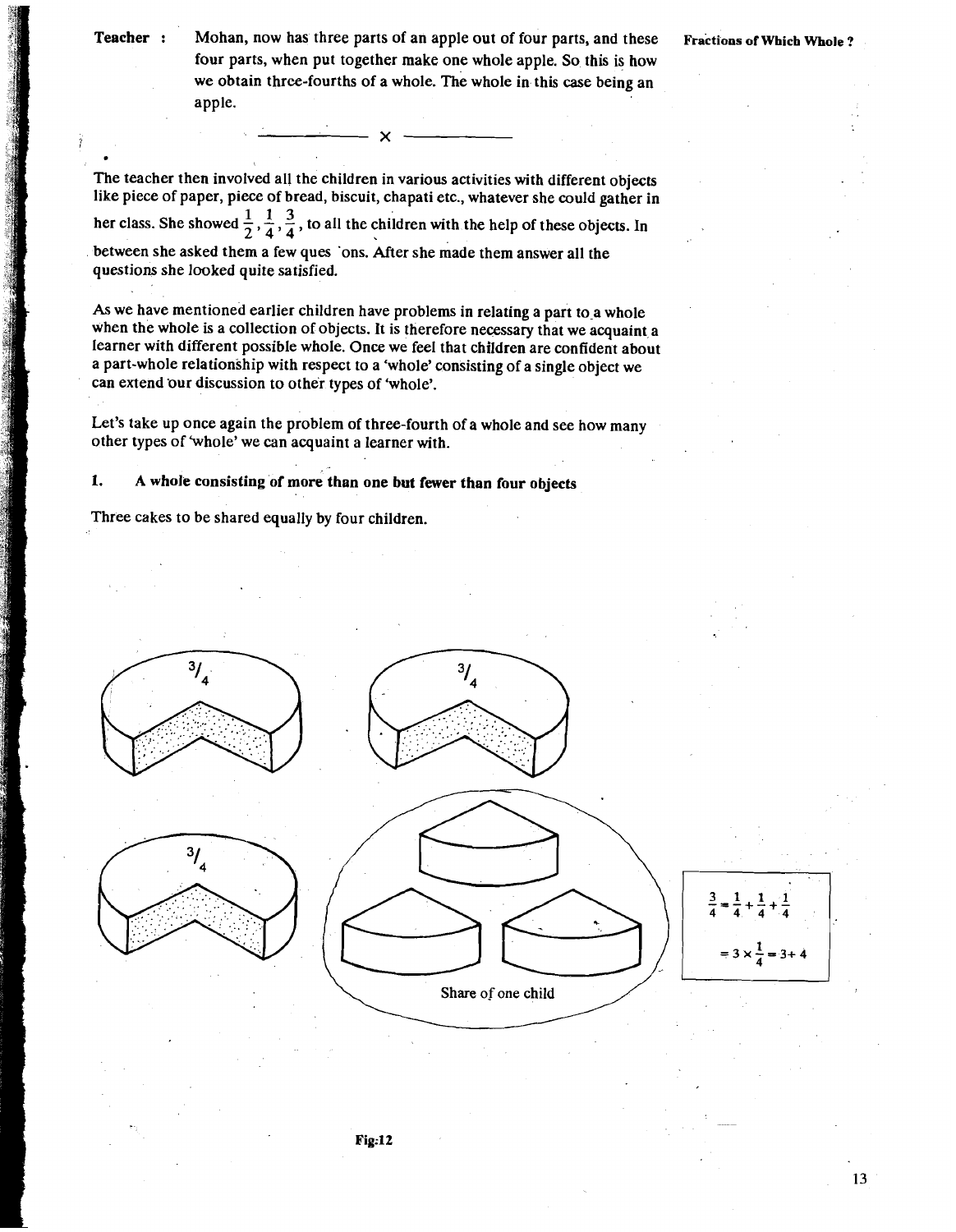**Teacher :** Mohan, now has three parts of an apple out of four parts, and these four parts, when put together make one whole apple. So this is how we obtain three-fourths of a whole. The whole in this case being an apple.

———— x ————

The teacher then involved all the children in various activities with different objects like piece of paper, piece of bread, biscuit, chapati etc., whatever she could gather in her class. She showed $\frac{1}{2}, \frac{1}{4}, \frac{3}{4}$, to all the children with the help of these objects. In between she asked them a few ques 'ons. After she made them answer all the questions she looked quite satisfied.

As we have mentioned earlier children have problems in relating a part to a whole when the whole is a collection of objects. It is therefore necessary that we acquaint a learner with different possible whole. Once we feel that children are confident about a part-whole relationship with respect to a 'whole' consisting of a single object we can extend our discussion to other types of 'whole'.

Let's take up once again the problem of three-fourth of a whole and see how many other types of 'whole' we can acquaint a learner with.

**1. A whole consisting of more than one but fewer than four objects**

Three cakes to be shared equally by four children.

$^3/_4$ $^3/_4$ $^3/_4$

Share of one child

$$\frac{3}{4} = \frac{1}{4} + \frac{1}{4} + \frac{1}{4}$$

$$= 3 \times \frac{1}{4} = 3 \div 4$$

Fig:12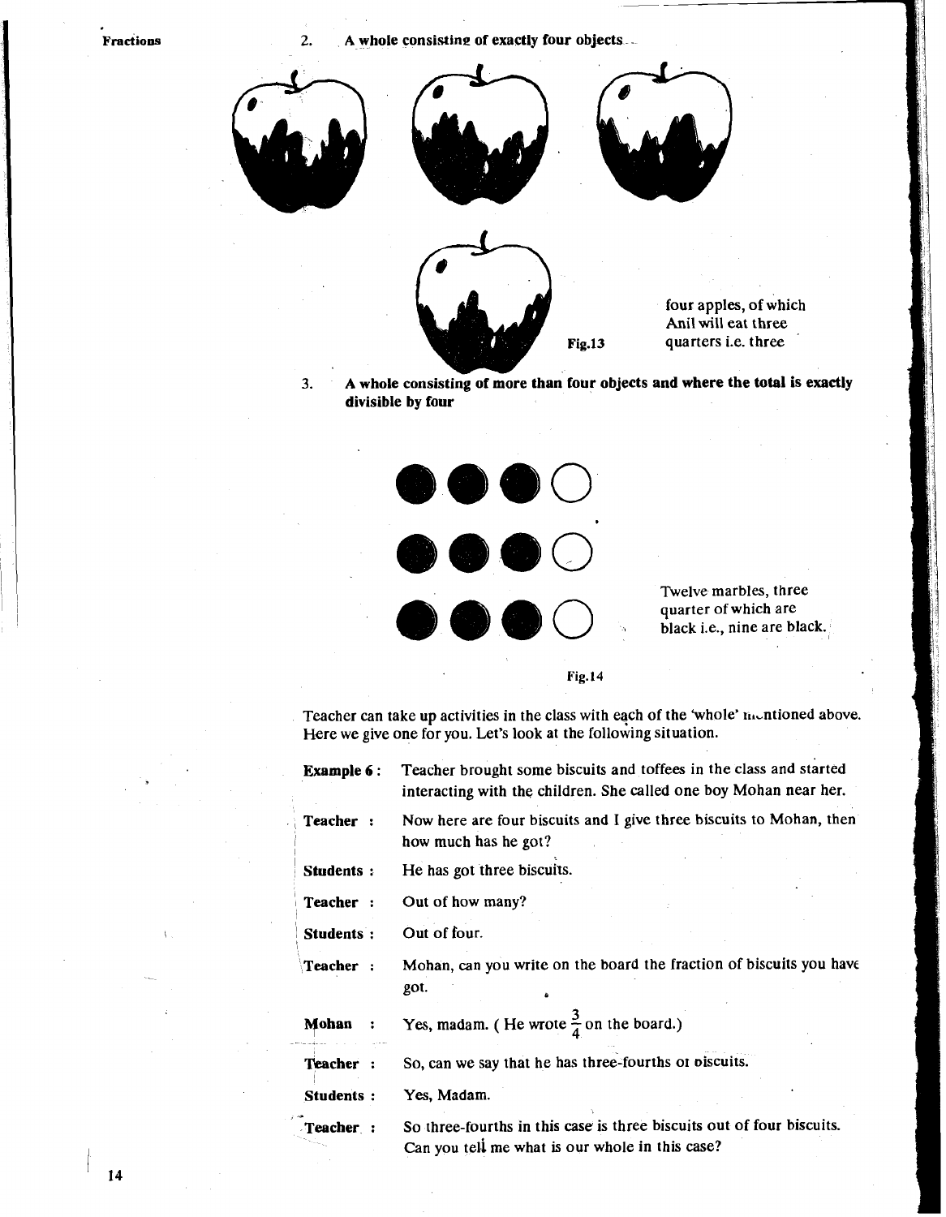2. **A whole consisting of exactly four objects**

four apples, of which Anil will eat three quarters i.e. three

Fig.13

3. **A whole consisting of more than four objects and where the total is exactly divisible by four**

Twelve marbles, three quarter of which are black i.e., nine are black.

Fig.14

Teacher can take up activities in the class with each of the 'whole' mentioned above. Here we give one for you. Let's look at the following situation.

| | |
|---|---|
| **Example 6 :** | Teacher brought some biscuits and toffees in the class and started interacting with the children. She called one boy Mohan near her. |
| **Teacher :** | Now here are four biscuits and I give three biscuits to Mohan, then how much has he got? |
| **Students :** | He has got three biscuits. |
| **Teacher :** | Out of how many? |
| **Students :** | Out of four. |
| **Teacher :** | Mohan, can you write on the board the fraction of biscuits you have got. |
| **Mohan :** | Yes, madam. ( He wrote $\frac{3}{4}$ on the board.) |
| **Teacher :** | So, can we say that he has three-fourths of biscuits. |
| **Students :** | Yes, Madam. |
| **Teacher :** | So three-fourths in this case is three biscuits out of four biscuits. Can you tell me what is our whole in this case? |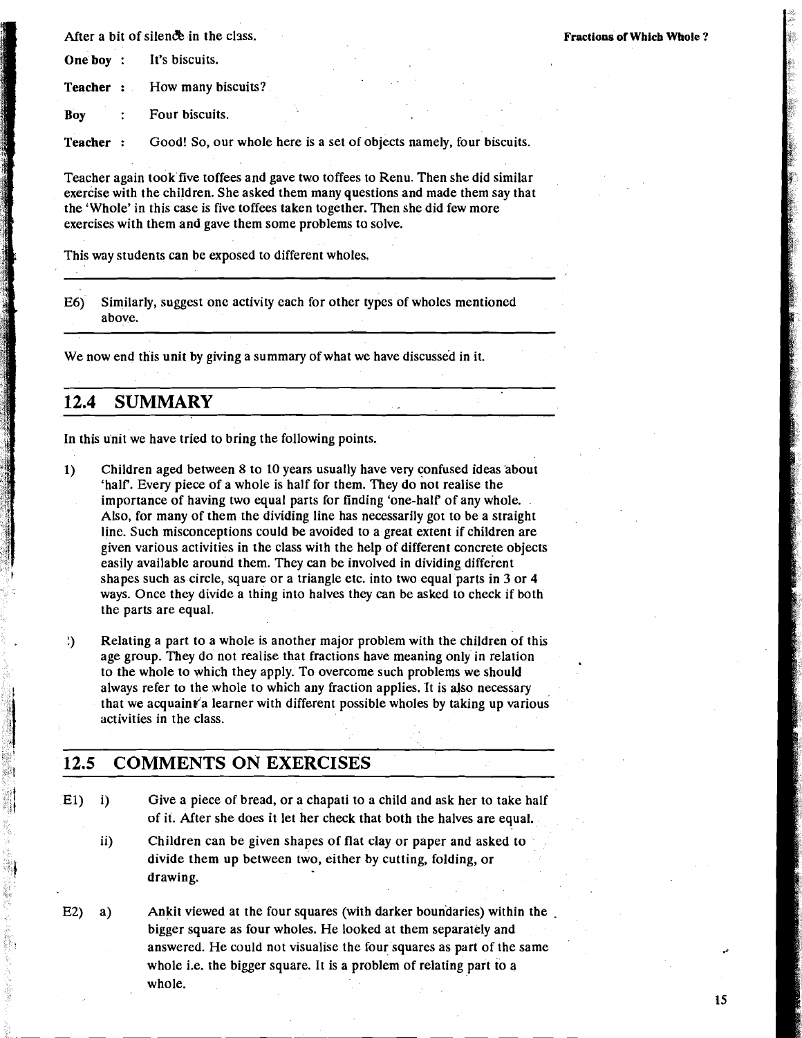After a bit of silence in the class.

**One boy** : It's biscuits.

**Teacher** : How many biscuits?

**Boy** : Four biscuits.

**Teacher** : Good! So, our whole here is a set of objects namely, four biscuits.

Teacher again took five toffees and gave two toffees to Renu. Then she did similar exercise with the children. She asked them many questions and made them say that the 'Whole' in this case is five toffees taken together. Then she did few more exercises with them and gave them some problems to solve.

This way students can be exposed to different wholes.

---

E6) Similarly, suggest one activity each for other types of wholes mentioned above.

---

We now end this unit by giving a summary of what we have discussed in it.

## 12.4 SUMMARY

In this unit we have tried to bring the following points.

1) Children aged between 8 to 10 years usually have very confused ideas about 'half'. Every piece of a whole is half for them. They do not realise the importance of having two equal parts for finding 'one-half' of any whole. Also, for many of them the dividing line has necessarily got to be a straight line. Such misconceptions could be avoided to a great extent if children are given various activities in the class with the help of different concrete objects easily available around them. They can be involved in dividing different shapes such as circle, square or a triangle etc. into two equal parts in 3 or 4 ways. Once they divide a thing into halves they can be asked to check if both the parts are equal.

2) Relating a part to a whole is another major problem with the children of this age group. They do not realise that fractions have meaning only in relation to the whole to which they apply. To overcome such problems we should always refer to the whole to which any fraction applies. It is also necessary that we acquaint a learner with different possible wholes by taking up various activities in the class.

## 12.5 COMMENTS ON EXERCISES

E1) i) Give a piece of bread, or a chapati to a child and ask her to take half of it. After she does it let her check that both the halves are equal.

ii) Children can be given shapes of flat clay or paper and asked to divide them up between two, either by cutting, folding, or drawing.

E2) a) Ankit viewed at the four squares (with darker boundaries) within the bigger square as four wholes. He looked at them separately and answered. He could not visualise the four squares as part of the same whole i.e. the bigger square. It is a problem of relating part to a whole.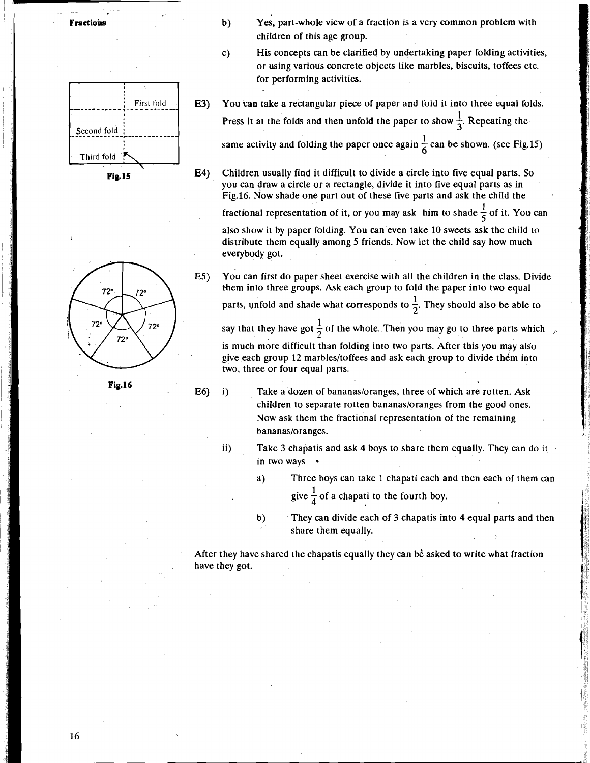b) Yes, part-whole view of a fraction is a very common problem with children of this age group.

c) His concepts can be clarified by undertaking paper folding activities, or using various concrete objects like marbles, biscuits, toffees etc. for performing activities.

First fold

Second fold

Third fold

Fig.15

E3) You can take a rectangular piece of paper and fold it into three equal folds. Press it at the folds and then unfold the paper to show $\frac{1}{3}$. Repeating the same activity and folding the paper once again $\frac{1}{6}$ can be shown. (see Fig.15)

E4) Children usually find it difficult to divide a circle into five equal parts. So you can draw a circle or a rectangle, divide it into five equal parts as in Fig.16. Now shade one part out of these five parts and ask the child the fractional representation of it, or you may ask him to shade $\frac{1}{5}$ of it. You can also show it by paper folding. You can even take 10 sweets ask the child to distribute them equally among 5 friends. Now let the child say how much everybody got.

72°

72°

72°

72°

72°

Fig.16

E5) You can first do paper sheet exercise with all the children in the class. Divide them into three groups. Ask each group to fold the paper into two equal parts, unfold and shade what corresponds to $\frac{1}{2}$. They should also be able to say that they have got $\frac{1}{2}$ of the whole. Then you may go to three parts which is much more difficult than folding into two parts. After this you may also give each group 12 marbles/toffees and ask each group to divide them into two, three or four equal parts.

E6) i) Take a dozen of bananas/oranges, three of which are rotten. Ask children to separate rotten bananas/oranges from the good ones. Now ask them the fractional representation of the remaining bananas/oranges.

ii) Take 3 chapatis and ask 4 boys to share them equally. They can do it in two ways

a) Three boys can take 1 chapati each and then each of them can give $\frac{1}{4}$ of a chapati to the fourth boy.

b) They can divide each of 3 chapatis into 4 equal parts and then share them equally.

After they have shared the chapatis equally they can be asked to write what fraction have they got.